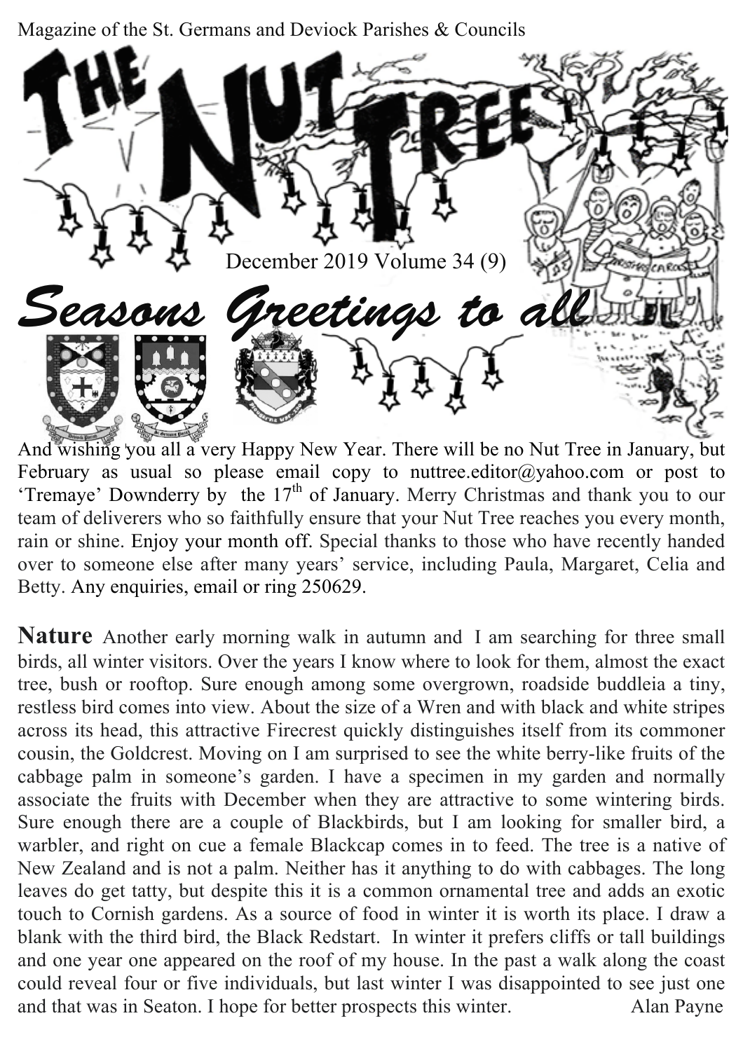Magazine of the St. Germans and Deviock Parishes & Councils

# THE NUT TREE

December 2019 Volume 34 (9)

## *Seasons Greetings to all*

And wishing you all a very Happy New Year. There will be no Nut Tree in January, but February as usual so please email copy to nuttree.editor@yahoo.com or post to 'Tremaye' Downderry by the 17th of January. Merry Christmas and thank you to our team of deliverers who so faithfully ensure that your Nut Tree reaches you every month, rain or shine. Enjoy your month off. Special thanks to those who have recently handed over to someone else after many years' service, including Paula, Margaret, Celia and Betty. Any enquiries, email or ring 250629.

**Nature** Another early morning walk in autumn and I am searching for three small birds, all winter visitors. Over the years I know where to look for them, almost the exact tree, bush or rooftop. Sure enough among some overgrown, roadside buddleia a tiny, restless bird comes into view. About the size of a Wren and with black and white stripes across its head, this attractive Firecrest quickly distinguishes itself from its commoner cousin, the Goldcrest. Moving on I am surprised to see the white berry-like fruits of the cabbage palm in someone's garden. I have a specimen in my garden and normally associate the fruits with December when they are attractive to some wintering birds. Sure enough there are a couple of Blackbirds, but I am looking for smaller bird, a warbler, and right on cue a female Blackcap comes in to feed. The tree is a native of New Zealand and is not a palm. Neither has it anything to do with cabbages. The long leaves do get tatty, but despite this it is a common ornamental tree and adds an exotic touch to Cornish gardens. As a source of food in winter it is worth its place. I draw a blank with the third bird, the Black Redstart. In winter it prefers cliffs or tall buildings and one year one appeared on the roof of my house. In the past a walk along the coast could reveal four or five individuals, but last winter I was disappointed to see just one and that was in Seaton. I hope for better prospects this winter. Alan Payne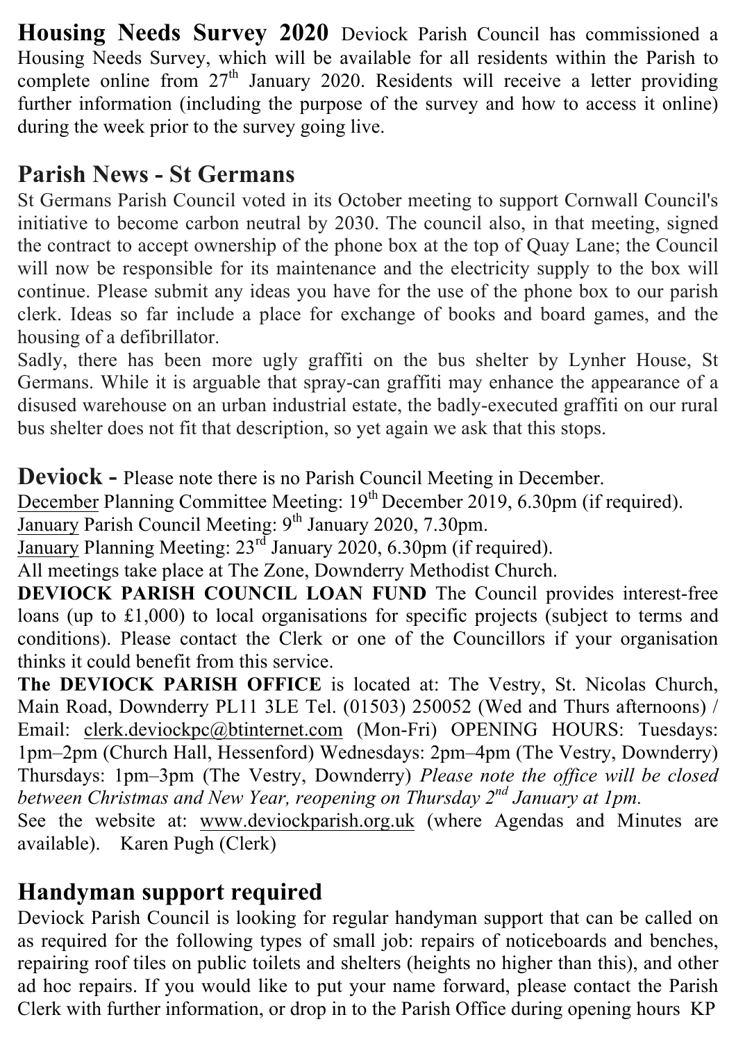**Housing Needs Survey 2020** Deviock Parish Council has commissioned a Housing Needs Survey, which will be available for all residents within the Parish to complete online from 27th January 2020. Residents will receive a letter providing further information (including the purpose of the survey and how to access it online) during the week prior to the survey going live.

## Parish News - St Germans

St Germans Parish Council voted in its October meeting to support Cornwall Council's initiative to become carbon neutral by 2030. The council also, in that meeting, signed the contract to accept ownership of the phone box at the top of Quay Lane; the Council will now be responsible for its maintenance and the electricity supply to the box will continue. Please submit any ideas you have for the use of the phone box to our parish clerk. Ideas so far include a place for exchange of books and board games, and the housing of a defibrillator.

Sadly, there has been more ugly graffiti on the bus shelter by Lynher House, St Germans. While it is arguable that spray-can graffiti may enhance the appearance of a disused warehouse on an urban industrial estate, the badly-executed graffiti on our rural bus shelter does not fit that description, so yet again we ask that this stops.

**Deviock -** Please note there is no Parish Council Meeting in December.

December Planning Committee Meeting: 19th December 2019, 6.30pm (if required).

January Parish Council Meeting: 9th January 2020, 7.30pm.

January Planning Meeting: 23rd January 2020, 6.30pm (if required).

All meetings take place at The Zone, Downderry Methodist Church.

**DEVIOCK PARISH COUNCIL LOAN FUND** The Council provides interest-free loans (up to £1,000) to local organisations for specific projects (subject to terms and conditions). Please contact the Clerk or one of the Councillors if your organisation thinks it could benefit from this service.

**The DEVIOCK PARISH OFFICE** is located at: The Vestry, St. Nicolas Church, Main Road, Downderry PL11 3LE Tel. (01503) 250052 (Wed and Thurs afternoons) / Email: clerk.deviockpc@btinternet.com (Mon-Fri) OPENING HOURS: Tuesdays: 1pm–2pm (Church Hall, Hessenford) Wednesdays: 2pm–4pm (The Vestry, Downderry) Thursdays: 1pm–3pm (The Vestry, Downderry) *Please note the office will be closed between Christmas and New Year, reopening on Thursday 2nd January at 1pm.*

See the website at: www.deviockparish.org.uk (where Agendas and Minutes are available). Karen Pugh (Clerk)

## Handyman support required

Deviock Parish Council is looking for regular handyman support that can be called on as required for the following types of small job: repairs of noticeboards and benches, repairing roof tiles on public toilets and shelters (heights no higher than this), and other ad hoc repairs. If you would like to put your name forward, please contact the Parish Clerk with further information, or drop in to the Parish Office during opening hours KP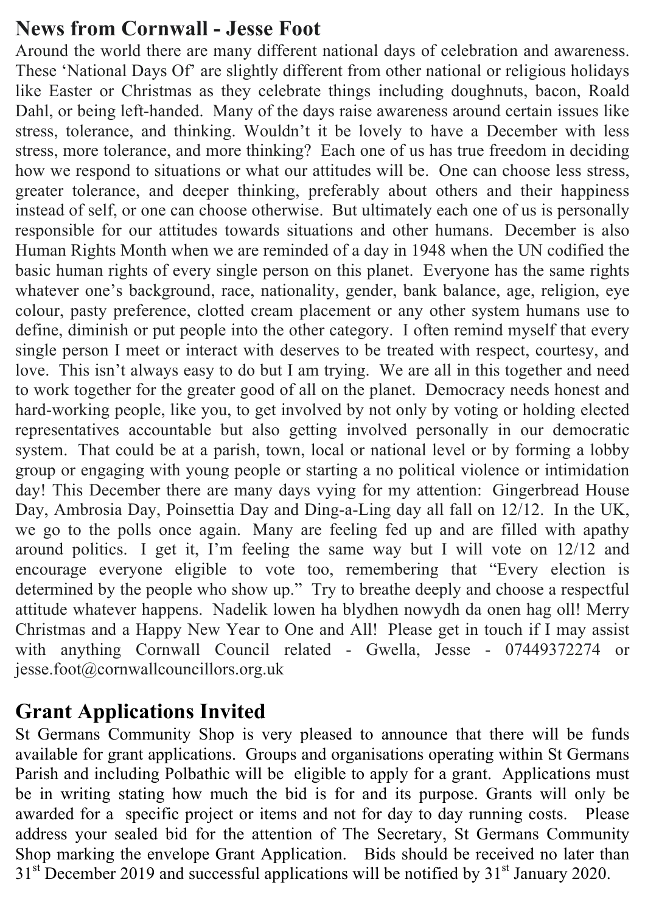## News from Cornwall - Jesse Foot

Around the world there are many different national days of celebration and awareness. These 'National Days Of' are slightly different from other national or religious holidays like Easter or Christmas as they celebrate things including doughnuts, bacon, Roald Dahl, or being left-handed. Many of the days raise awareness around certain issues like stress, tolerance, and thinking. Wouldn't it be lovely to have a December with less stress, more tolerance, and more thinking? Each one of us has true freedom in deciding how we respond to situations or what our attitudes will be. One can choose less stress, greater tolerance, and deeper thinking, preferably about others and their happiness instead of self, or one can choose otherwise. But ultimately each one of us is personally responsible for our attitudes towards situations and other humans. December is also Human Rights Month when we are reminded of a day in 1948 when the UN codified the basic human rights of every single person on this planet. Everyone has the same rights whatever one's background, race, nationality, gender, bank balance, age, religion, eye colour, pasty preference, clotted cream placement or any other system humans use to define, diminish or put people into the other category. I often remind myself that every single person I meet or interact with deserves to be treated with respect, courtesy, and love. This isn't always easy to do but I am trying. We are all in this together and need to work together for the greater good of all on the planet. Democracy needs honest and hard-working people, like you, to get involved by not only by voting or holding elected representatives accountable but also getting involved personally in our democratic system. That could be at a parish, town, local or national level or by forming a lobby group or engaging with young people or starting a no political violence or intimidation day! This December there are many days vying for my attention: Gingerbread House Day, Ambrosia Day, Poinsettia Day and Ding-a-Ling day all fall on 12/12. In the UK, we go to the polls once again. Many are feeling fed up and are filled with apathy around politics. I get it, I'm feeling the same way but I will vote on 12/12 and encourage everyone eligible to vote too, remembering that "Every election is determined by the people who show up." Try to breathe deeply and choose a respectful attitude whatever happens. Nadelik lowen ha blydhen nowydh da onen hag oll! Merry Christmas and a Happy New Year to One and All! Please get in touch if I may assist with anything Cornwall Council related - Gwella, Jesse - 07449372274 or jesse.foot@cornwallcouncillors.org.uk

## Grant Applications Invited

St Germans Community Shop is very pleased to announce that there will be funds available for grant applications. Groups and organisations operating within St Germans Parish and including Polbathic will be eligible to apply for a grant. Applications must be in writing stating how much the bid is for and its purpose. Grants will only be awarded for a specific project or items and not for day to day running costs. Please address your sealed bid for the attention of The Secretary, St Germans Community Shop marking the envelope Grant Application. Bids should be received no later than 31st December 2019 and successful applications will be notified by 31st January 2020.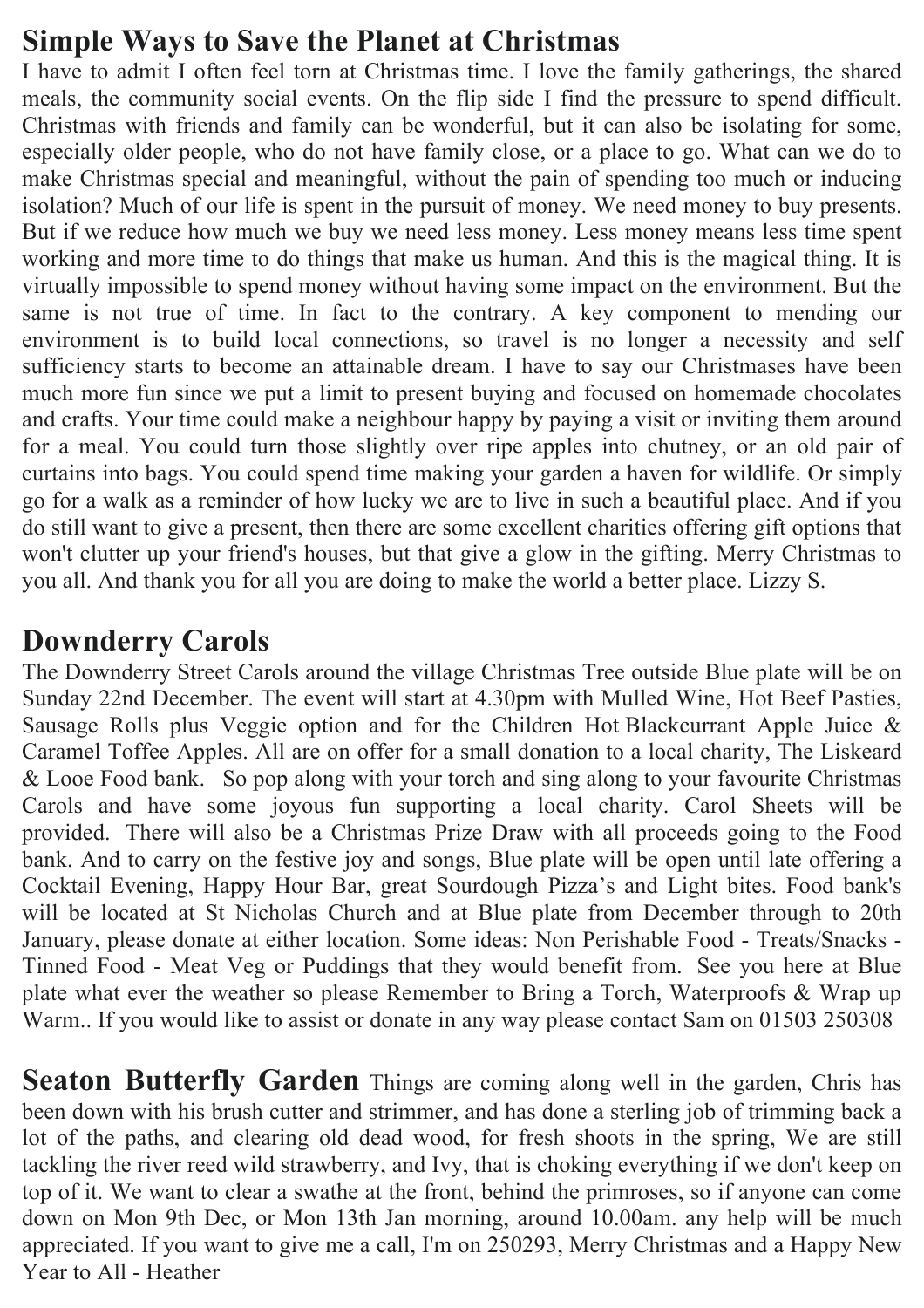## Simple Ways to Save the Planet at Christmas

I have to admit I often feel torn at Christmas time. I love the family gatherings, the shared meals, the community social events. On the flip side I find the pressure to spend difficult. Christmas with friends and family can be wonderful, but it can also be isolating for some, especially older people, who do not have family close, or a place to go. What can we do to make Christmas special and meaningful, without the pain of spending too much or inducing isolation? Much of our life is spent in the pursuit of money. We need money to buy presents. But if we reduce how much we buy we need less money. Less money means less time spent working and more time to do things that make us human. And this is the magical thing. It is virtually impossible to spend money without having some impact on the environment. But the same is not true of time. In fact to the contrary. A key component to mending our environment is to build local connections, so travel is no longer a necessity and self sufficiency starts to become an attainable dream. I have to say our Christmases have been much more fun since we put a limit to present buying and focused on homemade chocolates and crafts. Your time could make a neighbour happy by paying a visit or inviting them around for a meal. You could turn those slightly over ripe apples into chutney, or an old pair of curtains into bags. You could spend time making your garden a haven for wildlife. Or simply go for a walk as a reminder of how lucky we are to live in such a beautiful place. And if you do still want to give a present, then there are some excellent charities offering gift options that won't clutter up your friend's houses, but that give a glow in the gifting. Merry Christmas to you all. And thank you for all you are doing to make the world a better place. Lizzy S.

## Downderry Carols

The Downderry Street Carols around the village Christmas Tree outside Blue plate will be on Sunday 22nd December. The event will start at 4.30pm with Mulled Wine, Hot Beef Pasties, Sausage Rolls plus Veggie option and for the Children Hot Blackcurrant Apple Juice & Caramel Toffee Apples. All are on offer for a small donation to a local charity, The Liskeard & Looe Food bank. So pop along with your torch and sing along to your favourite Christmas Carols and have some joyous fun supporting a local charity. Carol Sheets will be provided. There will also be a Christmas Prize Draw with all proceeds going to the Food bank. And to carry on the festive joy and songs, Blue plate will be open until late offering a Cocktail Evening, Happy Hour Bar, great Sourdough Pizza's and Light bites. Food bank's will be located at St Nicholas Church and at Blue plate from December through to 20th January, please donate at either location. Some ideas: Non Perishable Food - Treats/Snacks - Tinned Food - Meat Veg or Puddings that they would benefit from. See you here at Blue plate what ever the weather so please Remember to Bring a Torch, Waterproofs & Wrap up Warm.. If you would like to assist or donate in any way please contact Sam on 01503 250308

**Seaton Butterfly Garden** Things are coming along well in the garden, Chris has been down with his brush cutter and strimmer, and has done a sterling job of trimming back a lot of the paths, and clearing old dead wood, for fresh shoots in the spring, We are still tackling the river reed wild strawberry, and Ivy, that is choking everything if we don't keep on top of it. We want to clear a swathe at the front, behind the primroses, so if anyone can come down on Mon 9th Dec, or Mon 13th Jan morning, around 10.00am. any help will be much appreciated. If you want to give me a call, I'm on 250293, Merry Christmas and a Happy New Year to All - Heather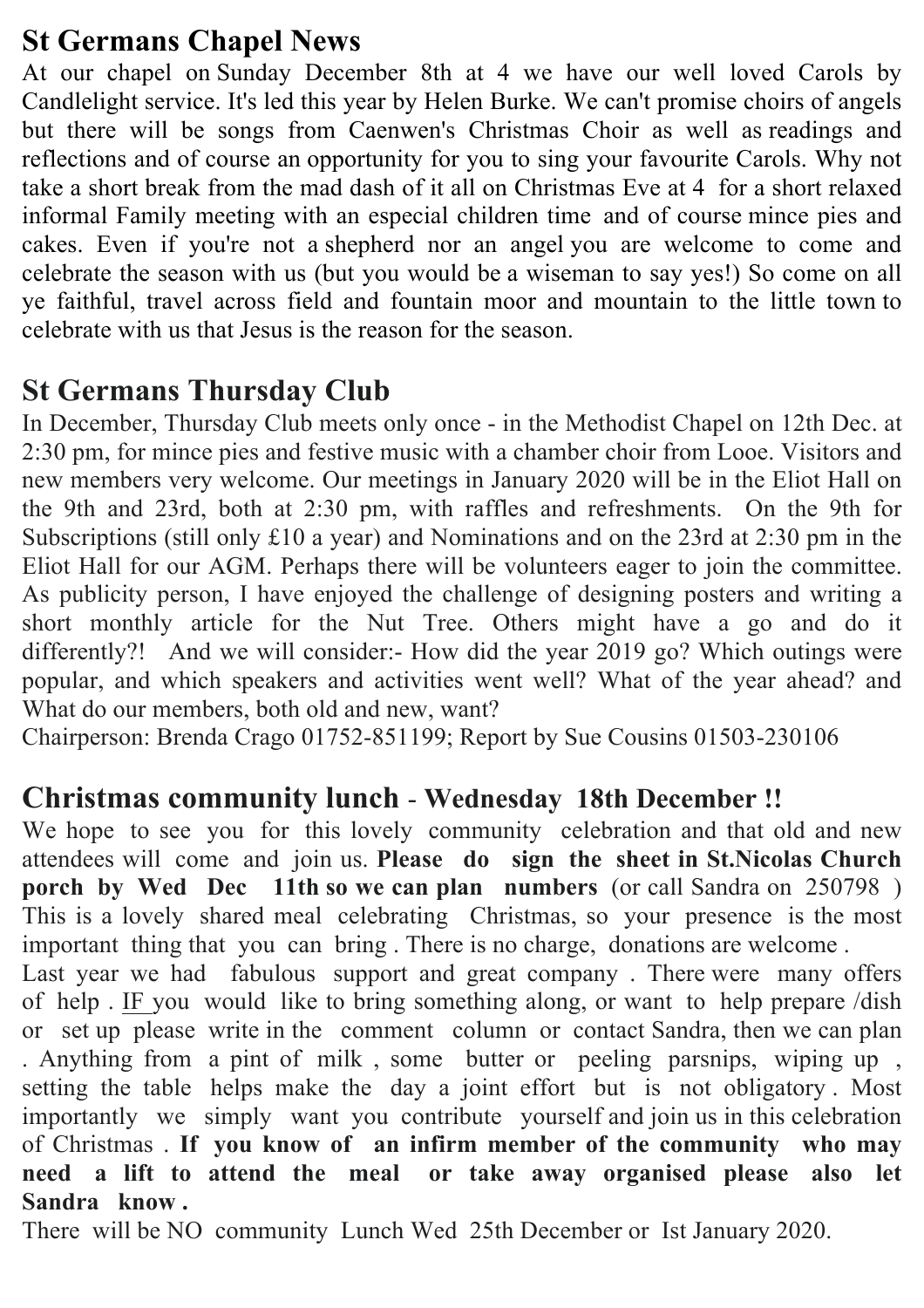## St Germans Chapel News

At our chapel on Sunday December 8th at 4 we have our well loved Carols by Candlelight service. It's led this year by Helen Burke. We can't promise choirs of angels but there will be songs from Caenwen's Christmas Choir as well as readings and reflections and of course an opportunity for you to sing your favourite Carols. Why not take a short break from the mad dash of it all on Christmas Eve at 4 for a short relaxed informal Family meeting with an especial children time and of course mince pies and cakes. Even if you're not a shepherd nor an angel you are welcome to come and celebrate the season with us (but you would be a wiseman to say yes!) So come on all ye faithful, travel across field and fountain moor and mountain to the little town to celebrate with us that Jesus is the reason for the season.

## St Germans Thursday Club

In December, Thursday Club meets only once - in the Methodist Chapel on 12th Dec. at 2:30 pm, for mince pies and festive music with a chamber choir from Looe. Visitors and new members very welcome. Our meetings in January 2020 will be in the Eliot Hall on the 9th and 23rd, both at 2:30 pm, with raffles and refreshments. On the 9th for Subscriptions (still only £10 a year) and Nominations and on the 23rd at 2:30 pm in the Eliot Hall for our AGM. Perhaps there will be volunteers eager to join the committee. As publicity person, I have enjoyed the challenge of designing posters and writing a short monthly article for the Nut Tree. Others might have a go and do it differently?! And we will consider:- How did the year 2019 go? Which outings were popular, and which speakers and activities went well? What of the year ahead? and What do our members, both old and new, want?

Chairperson: Brenda Crago 01752-851199; Report by Sue Cousins 01503-230106

## Christmas community lunch - Wednesday 18th December !!

We hope to see you for this lovely community celebration and that old and new attendees will come and join us. **Please do sign the sheet in St.Nicolas Church porch by Wed Dec 11th so we can plan numbers** (or call Sandra on 250798 ) This is a lovely shared meal celebrating Christmas, so your presence is the most important thing that you can bring . There is no charge, donations are welcome .

Last year we had fabulous support and great company . There were many offers of help . IF you would like to bring something along, or want to help prepare /dish or set up please write in the comment column or contact Sandra, then we can plan . Anything from a pint of milk , some butter or peeling parsnips, wiping up , setting the table helps make the day a joint effort but is not obligatory . Most importantly we simply want you contribute yourself and join us in this celebration of Christmas . **If you know of an infirm member of the community who may need a lift to attend the meal or take away organised please also let Sandra know .**

There will be NO community Lunch Wed 25th December or Ist January 2020.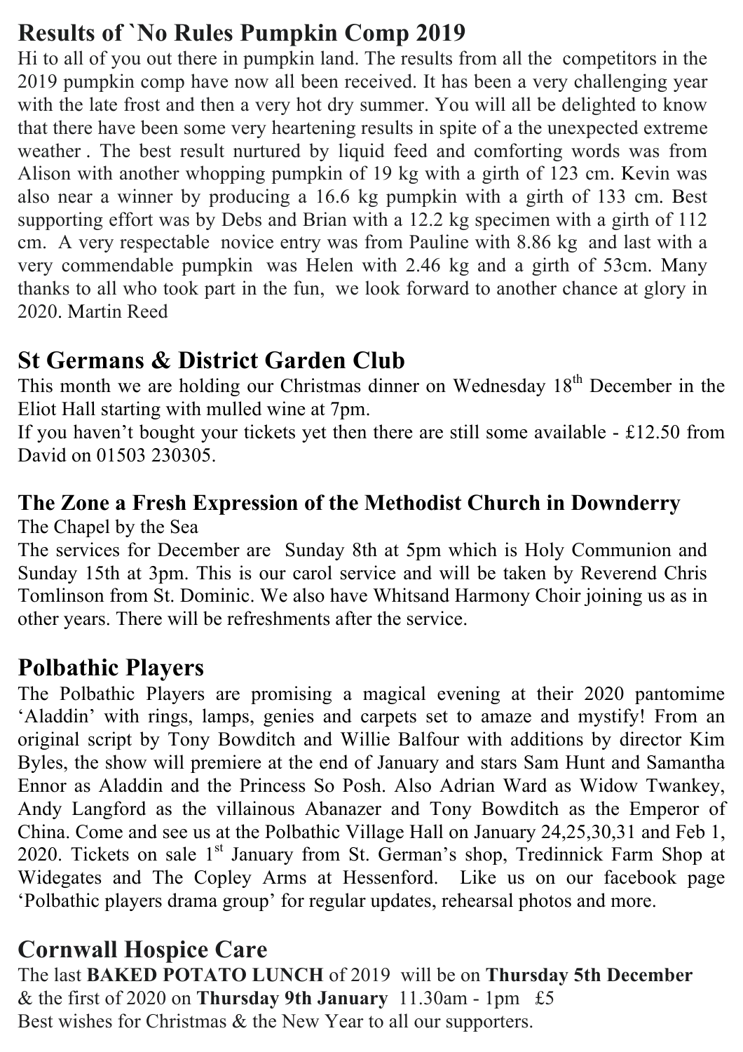## Results of `No Rules Pumpkin Comp 2019

Hi to all of you out there in pumpkin land. The results from all the competitors in the 2019 pumpkin comp have now all been received. It has been a very challenging year with the late frost and then a very hot dry summer. You will all be delighted to know that there have been some very heartening results in spite of a the unexpected extreme weather . The best result nurtured by liquid feed and comforting words was from Alison with another whopping pumpkin of 19 kg with a girth of 123 cm. Kevin was also near a winner by producing a 16.6 kg pumpkin with a girth of 133 cm. Best supporting effort was by Debs and Brian with a 12.2 kg specimen with a girth of 112 cm. A very respectable novice entry was from Pauline with 8.86 kg and last with a very commendable pumpkin was Helen with 2.46 kg and a girth of 53cm. Many thanks to all who took part in the fun, we look forward to another chance at glory in 2020. Martin Reed

## St Germans & District Garden Club

This month we are holding our Christmas dinner on Wednesday 18th December in the Eliot Hall starting with mulled wine at 7pm.

If you haven't bought your tickets yet then there are still some available - £12.50 from David on 01503 230305.

### The Zone a Fresh Expression of the Methodist Church in Downderry

The Chapel by the Sea

The services for December are Sunday 8th at 5pm which is Holy Communion and Sunday 15th at 3pm. This is our carol service and will be taken by Reverend Chris Tomlinson from St. Dominic. We also have Whitsand Harmony Choir joining us as in other years. There will be refreshments after the service.

## Polbathic Players

The Polbathic Players are promising a magical evening at their 2020 pantomime 'Aladdin' with rings, lamps, genies and carpets set to amaze and mystify! From an original script by Tony Bowditch and Willie Balfour with additions by director Kim Byles, the show will premiere at the end of January and stars Sam Hunt and Samantha Ennor as Aladdin and the Princess So Posh. Also Adrian Ward as Widow Twankey, Andy Langford as the villainous Abanazer and Tony Bowditch as the Emperor of China. Come and see us at the Polbathic Village Hall on January 24,25,30,31 and Feb 1, 2020. Tickets on sale 1st January from St. German's shop, Tredinnick Farm Shop at Widegates and The Copley Arms at Hessenford. Like us on our facebook page 'Polbathic players drama group' for regular updates, rehearsal photos and more.

## Cornwall Hospice Care

The last **BAKED POTATO LUNCH** of 2019 will be on **Thursday 5th December** & the first of 2020 on **Thursday 9th January** 11.30am - 1pm £5

Best wishes for Christmas & the New Year to all our supporters.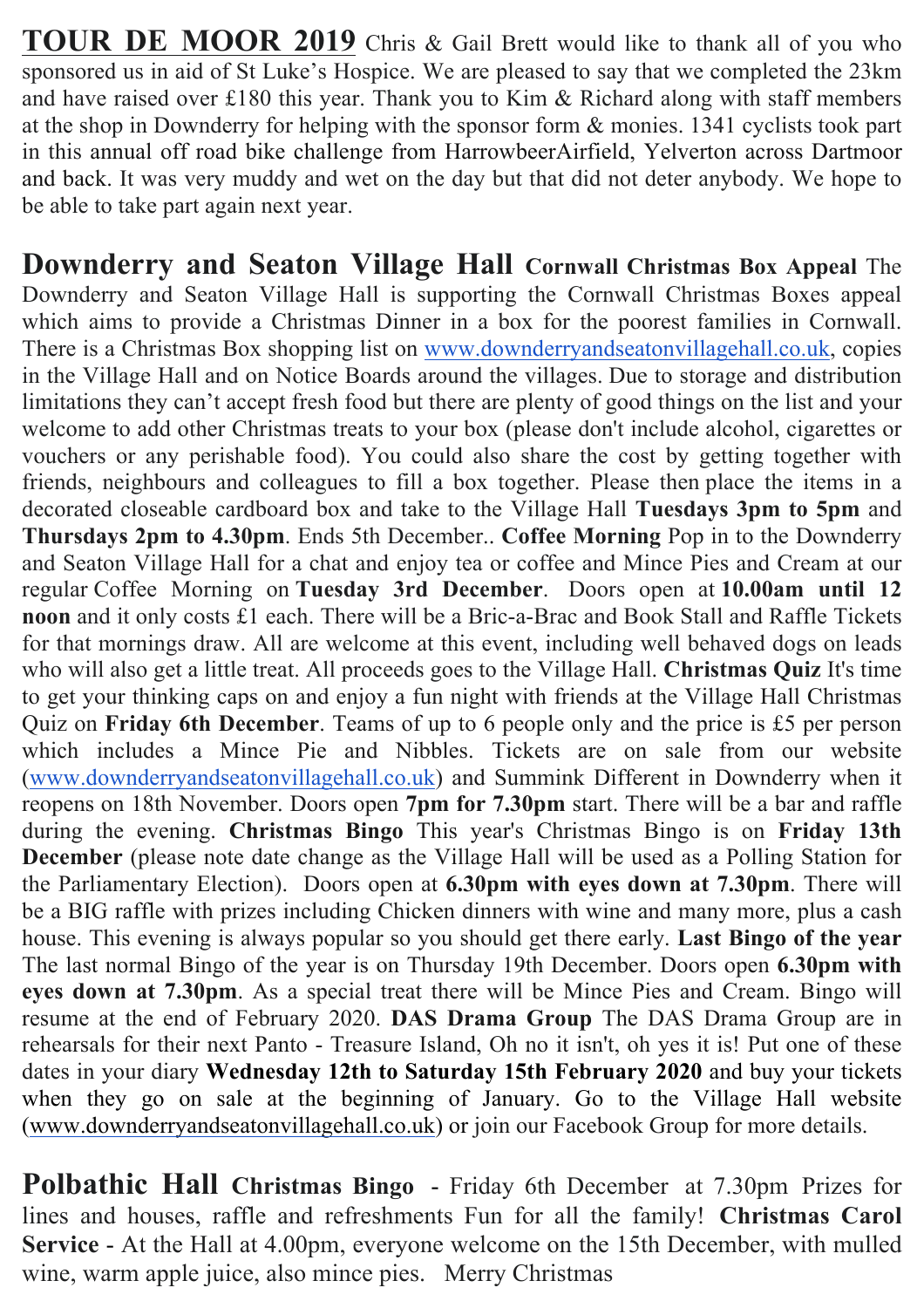**TOUR DE MOOR 2019** Chris & Gail Brett would like to thank all of you who sponsored us in aid of St Luke's Hospice. We are pleased to say that we completed the 23km and have raised over £180 this year. Thank you to Kim & Richard along with staff members at the shop in Downderry for helping with the sponsor form & monies. 1341 cyclists took part in this annual off road bike challenge from HarrowbeerAirfield, Yelverton across Dartmoor and back. It was very muddy and wet on the day but that did not deter anybody. We hope to be able to take part again next year.

**Downderry and Seaton Village Hall** **Cornwall Christmas Box Appeal** The Downderry and Seaton Village Hall is supporting the Cornwall Christmas Boxes appeal which aims to provide a Christmas Dinner in a box for the poorest families in Cornwall. There is a Christmas Box shopping list on www.downderryandseatonvillagehall.co.uk, copies in the Village Hall and on Notice Boards around the villages. Due to storage and distribution limitations they can't accept fresh food but there are plenty of good things on the list and your welcome to add other Christmas treats to your box (please don't include alcohol, cigarettes or vouchers or any perishable food). You could also share the cost by getting together with friends, neighbours and colleagues to fill a box together. Please then place the items in a decorated closeable cardboard box and take to the Village Hall **Tuesdays 3pm to 5pm** and **Thursdays 2pm to 4.30pm**. Ends 5th December.. **Coffee Morning** Pop in to the Downderry and Seaton Village Hall for a chat and enjoy tea or coffee and Mince Pies and Cream at our regular Coffee Morning on **Tuesday 3rd December**. Doors open at **10.00am until 12 noon** and it only costs £1 each. There will be a Bric-a-Brac and Book Stall and Raffle Tickets for that mornings draw. All are welcome at this event, including well behaved dogs on leads who will also get a little treat. All proceeds goes to the Village Hall. **Christmas Quiz** It's time to get your thinking caps on and enjoy a fun night with friends at the Village Hall Christmas Quiz on **Friday 6th December**. Teams of up to 6 people only and the price is £5 per person which includes a Mince Pie and Nibbles. Tickets are on sale from our website (www.downderryandseatonvillagehall.co.uk) and Summink Different in Downderry when it reopens on 18th November. Doors open **7pm for 7.30pm** start. There will be a bar and raffle during the evening. **Christmas Bingo** This year's Christmas Bingo is on **Friday 13th December** (please note date change as the Village Hall will be used as a Polling Station for the Parliamentary Election). Doors open at **6.30pm with eyes down at 7.30pm**. There will be a BIG raffle with prizes including Chicken dinners with wine and many more, plus a cash house. This evening is always popular so you should get there early. **Last Bingo of the year** The last normal Bingo of the year is on Thursday 19th December. Doors open **6.30pm with eyes down at 7.30pm**. As a special treat there will be Mince Pies and Cream. Bingo will resume at the end of February 2020. **DAS Drama Group** The DAS Drama Group are in rehearsals for their next Panto - Treasure Island, Oh no it isn't, oh yes it is! Put one of these dates in your diary **Wednesday 12th to Saturday 15th February 2020** and buy your tickets when they go on sale at the beginning of January. Go to the Village Hall website (www.downderryandseatonvillagehall.co.uk) or join our Facebook Group for more details.

**Polbathic Hall** **Christmas Bingo** - Friday 6th December at 7.30pm Prizes for lines and houses, raffle and refreshments Fun for all the family! **Christmas Carol Service** - At the Hall at 4.00pm, everyone welcome on the 15th December, with mulled wine, warm apple juice, also mince pies. Merry Christmas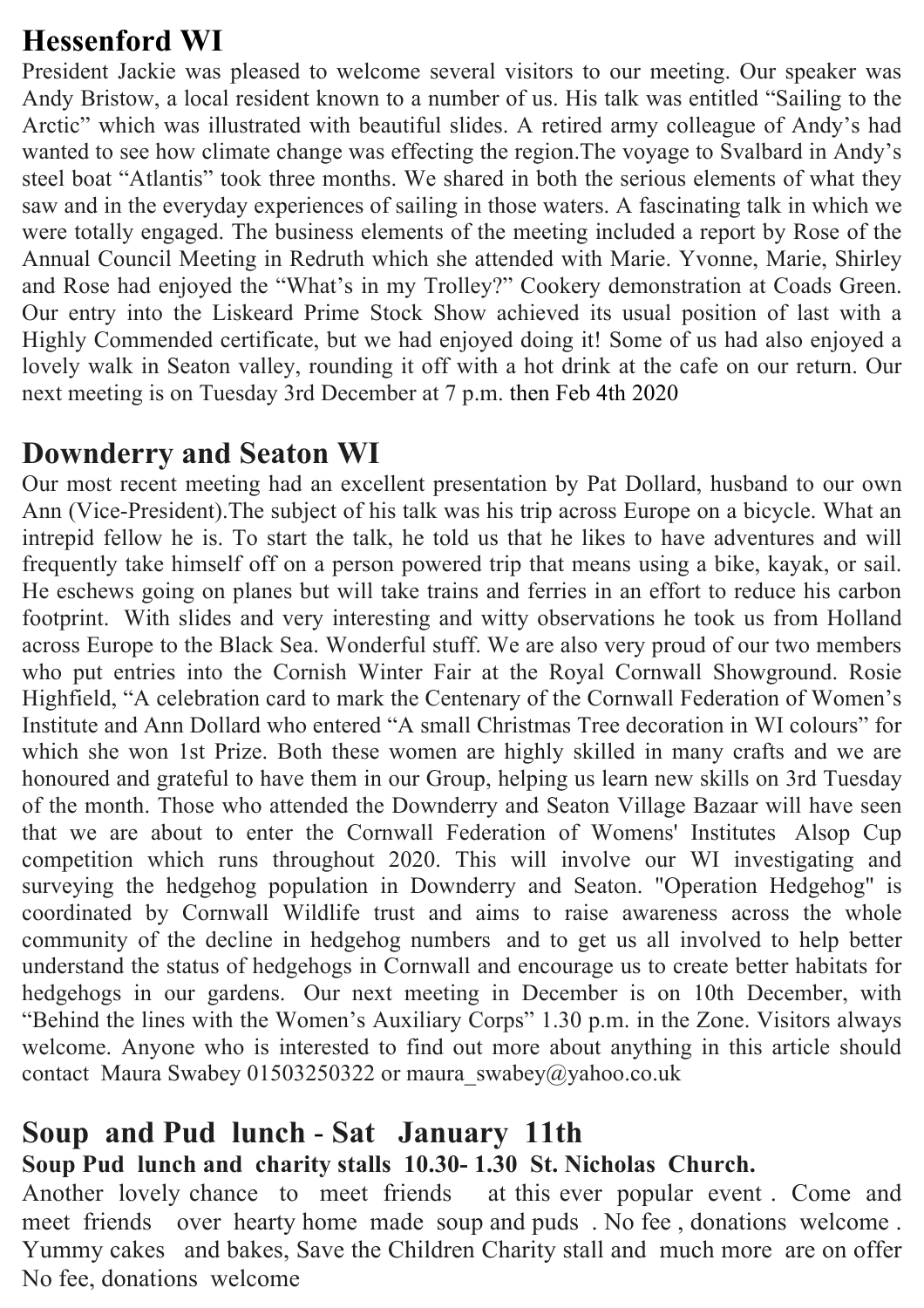## Hessenford WI

President Jackie was pleased to welcome several visitors to our meeting. Our speaker was Andy Bristow, a local resident known to a number of us. His talk was entitled "Sailing to the Arctic" which was illustrated with beautiful slides. A retired army colleague of Andy's had wanted to see how climate change was effecting the region.The voyage to Svalbard in Andy's steel boat "Atlantis" took three months. We shared in both the serious elements of what they saw and in the everyday experiences of sailing in those waters. A fascinating talk in which we were totally engaged. The business elements of the meeting included a report by Rose of the Annual Council Meeting in Redruth which she attended with Marie. Yvonne, Marie, Shirley and Rose had enjoyed the "What's in my Trolley?" Cookery demonstration at Coads Green. Our entry into the Liskeard Prime Stock Show achieved its usual position of last with a Highly Commended certificate, but we had enjoyed doing it! Some of us had also enjoyed a lovely walk in Seaton valley, rounding it off with a hot drink at the cafe on our return. Our next meeting is on Tuesday 3rd December at 7 p.m. then Feb 4th 2020

## Downderry and Seaton WI

Our most recent meeting had an excellent presentation by Pat Dollard, husband to our own Ann (Vice-President).The subject of his talk was his trip across Europe on a bicycle. What an intrepid fellow he is. To start the talk, he told us that he likes to have adventures and will frequently take himself off on a person powered trip that means using a bike, kayak, or sail. He eschews going on planes but will take trains and ferries in an effort to reduce his carbon footprint. With slides and very interesting and witty observations he took us from Holland across Europe to the Black Sea. Wonderful stuff. We are also very proud of our two members who put entries into the Cornish Winter Fair at the Royal Cornwall Showground. Rosie Highfield, "A celebration card to mark the Centenary of the Cornwall Federation of Women's Institute and Ann Dollard who entered "A small Christmas Tree decoration in WI colours" for which she won 1st Prize. Both these women are highly skilled in many crafts and we are honoured and grateful to have them in our Group, helping us learn new skills on 3rd Tuesday of the month. Those who attended the Downderry and Seaton Village Bazaar will have seen that we are about to enter the Cornwall Federation of Womens' Institutes Alsop Cup competition which runs throughout 2020. This will involve our WI investigating and surveying the hedgehog population in Downderry and Seaton. "Operation Hedgehog" is coordinated by Cornwall Wildlife trust and aims to raise awareness across the whole community of the decline in hedgehog numbers and to get us all involved to help better understand the status of hedgehogs in Cornwall and encourage us to create better habitats for hedgehogs in our gardens. Our next meeting in December is on 10th December, with "Behind the lines with the Women's Auxiliary Corps" 1.30 p.m. in the Zone. Visitors always welcome. Anyone who is interested to find out more about anything in this article should contact Maura Swabey 01503250322 or maura_swabey@yahoo.co.uk

## Soup and Pud lunch - Sat January 11th

**Soup Pud lunch and charity stalls 10.30- 1.30 St. Nicholas Church.**

Another lovely chance to meet friends at this ever popular event . Come and meet friends over hearty home made soup and puds . No fee , donations welcome . Yummy cakes and bakes, Save the Children Charity stall and much more are on offer No fee, donations welcome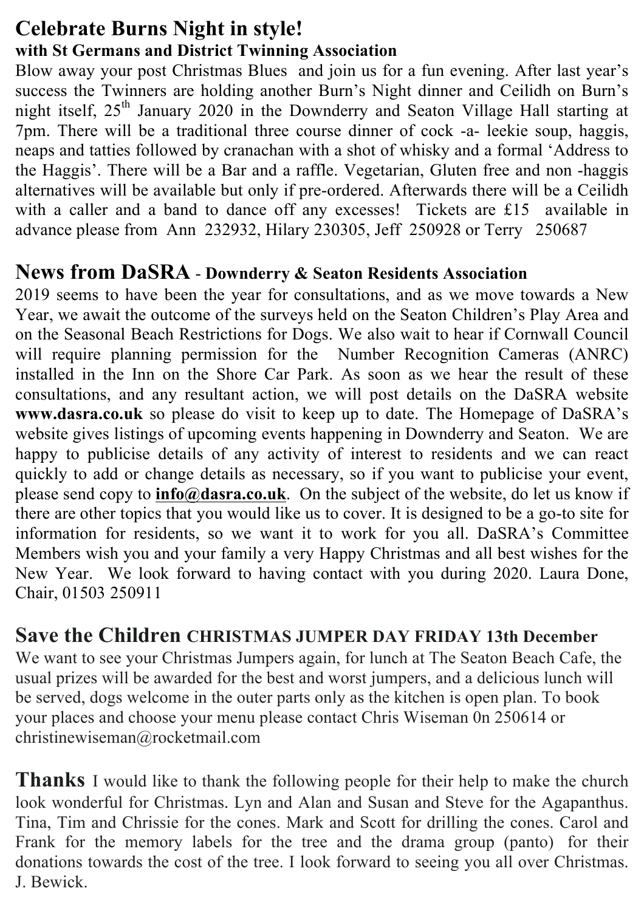## Celebrate Burns Night in style!

**with St Germans and District Twinning Association**

Blow away your post Christmas Blues and join us for a fun evening. After last year's success the Twinners are holding another Burn's Night dinner and Ceilidh on Burn's night itself, 25th January 2020 in the Downderry and Seaton Village Hall starting at 7pm. There will be a traditional three course dinner of cock -a- leekie soup, haggis, neaps and tatties followed by cranachan with a shot of whisky and a formal 'Address to the Haggis'. There will be a Bar and a raffle. Vegetarian, Gluten free and non -haggis alternatives will be available but only if pre-ordered. Afterwards there will be a Ceilidh with a caller and a band to dance off any excesses! Tickets are £15 available in advance please from Ann 232932, Hilary 230305, Jeff 250928 or Terry 250687

## News from DaSRA - Downderry & Seaton Residents Association

2019 seems to have been the year for consultations, and as we move towards a New Year, we await the outcome of the surveys held on the Seaton Children's Play Area and on the Seasonal Beach Restrictions for Dogs. We also wait to hear if Cornwall Council will require planning permission for the Number Recognition Cameras (ANRC) installed in the Inn on the Shore Car Park. As soon as we hear the result of these consultations, and any resultant action, we will post details on the DaSRA website **www.dasra.co.uk** so please do visit to keep up to date. The Homepage of DaSRA's website gives listings of upcoming events happening in Downderry and Seaton. We are happy to publicise details of any activity of interest to residents and we can react quickly to add or change details as necessary, so if you want to publicise your event, please send copy to **info@dasra.co.uk**. On the subject of the website, do let us know if there are other topics that you would like us to cover. It is designed to be a go-to site for information for residents, so we want it to work for you all. DaSRA's Committee Members wish you and your family a very Happy Christmas and all best wishes for the New Year. We look forward to having contact with you during 2020. Laura Done, Chair, 01503 250911

## Save the Children CHRISTMAS JUMPER DAY FRIDAY 13th December

We want to see your Christmas Jumpers again, for lunch at The Seaton Beach Cafe, the usual prizes will be awarded for the best and worst jumpers, and a delicious lunch will be served, dogs welcome in the outer parts only as the kitchen is open plan. To book your places and choose your menu please contact Chris Wiseman 0n 250614 or christinewiseman@rocketmail.com

**Thanks** I would like to thank the following people for their help to make the church look wonderful for Christmas. Lyn and Alan and Susan and Steve for the Agapanthus. Tina, Tim and Chrissie for the cones. Mark and Scott for drilling the cones. Carol and Frank for the memory labels for the tree and the drama group (panto) for their donations towards the cost of the tree. I look forward to seeing you all over Christmas. J. Bewick.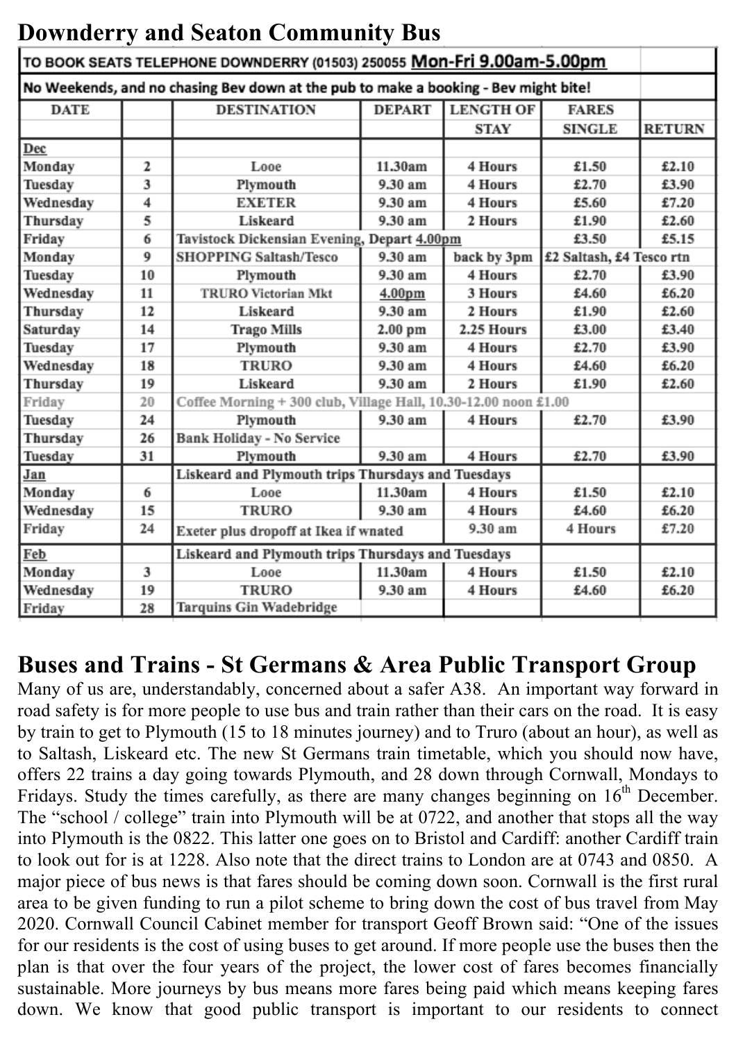## Downderry and Seaton Community Bus

| TO BOOK SEATS TELEPHONE DOWNDERRY (01503) 250055 **Mon-Fri 9.00am-5.00pm** | | | | | | |
|---|---|---|---|---|---|---|
| No Weekends, and no chasing Bev down at the pub to make a booking - Bev might bite! | | | | | | |
| DATE | | DESTINATION | DEPART | LENGTH OF STAY | FARES SINGLE | RETURN |
| **Dec** | | | | | | |
| Monday | 2 | Looe | 11.30am | 4 Hours | £1.50 | £2.10 |
| Tuesday | 3 | Plymouth | 9.30 am | 4 Hours | £2.70 | £3.90 |
| Wednesday | 4 | EXETER | 9.30 am | 4 Hours | £5.60 | £7.20 |
| Thursday | 5 | Liskeard | 9.30 am | 2 Hours | £1.90 | £2.60 |
| Friday | 6 | Tavistock Dickensian Evening, Depart 4.00pm | | | £3.50 | £5.15 |
| Monday | 9 | SHOPPING Saltash/Tesco | 9.30 am | back by 3pm | £2 Saltash, £4 Tesco rtn | |
| Tuesday | 10 | Plymouth | 9.30 am | 4 Hours | £2.70 | £3.90 |
| Wednesday | 11 | TRURO Victorian Mkt | 4.00pm | 3 Hours | £4.60 | £6.20 |
| Thursday | 12 | Liskeard | 9.30 am | 2 Hours | £1.90 | £2.60 |
| Saturday | 14 | Trago Mills | 2.00 pm | 2.25 Hours | £3.00 | £3.40 |
| Tuesday | 17 | Plymouth | 9.30 am | 4 Hours | £2.70 | £3.90 |
| Wednesday | 18 | TRURO | 9.30 am | 4 Hours | £4.60 | £6.20 |
| Thursday | 19 | Liskeard | 9.30 am | 2 Hours | £1.90 | £2.60 |
| Friday | 20 | Coffee Morning + 300 club, Village Hall, 10.30-12.00 noon £1.00 | | | | |
| Tuesday | 24 | Plymouth | 9.30 am | 4 Hours | £2.70 | £3.90 |
| Thursday | 26 | Bank Holiday - No Service | | | | |
| Tuesday | 31 | Plymouth | 9.30 am | 4 Hours | £2.70 | £3.90 |
| **Jan** | | Liskeard and Plymouth trips Thursdays and Tuesdays | | | | |
| Monday | 6 | Looe | 11.30am | 4 Hours | £1.50 | £2.10 |
| Wednesday | 15 | TRURO | 9.30 am | 4 Hours | £4.60 | £6.20 |
| Friday | 24 | Exeter plus dropoff at Ikea if wnated | 9.30 am | 4 Hours | £7.20 | |
| **Feb** | | Liskeard and Plymouth trips Thursdays and Tuesdays | | | | |
| Monday | 3 | Looe | 11.30am | 4 Hours | £1.50 | £2.10 |
| Wednesday | 19 | TRURO | 9.30 am | 4 Hours | £4.60 | £6.20 |
| Friday | 28 | Tarquins Gin Wadebridge | | | | |

## Buses and Trains - St Germans & Area Public Transport Group

Many of us are, understandably, concerned about a safer A38. An important way forward in road safety is for more people to use bus and train rather than their cars on the road. It is easy by train to get to Plymouth (15 to 18 minutes journey) and to Truro (about an hour), as well as to Saltash, Liskeard etc. The new St Germans train timetable, which you should now have, offers 22 trains a day going towards Plymouth, and 28 down through Cornwall, Mondays to Fridays. Study the times carefully, as there are many changes beginning on 16th December. The "school / college" train into Plymouth will be at 0722, and another that stops all the way into Plymouth is the 0822. This latter one goes on to Bristol and Cardiff: another Cardiff train to look out for is at 1228. Also note that the direct trains to London are at 0743 and 0850. A major piece of bus news is that fares should be coming down soon. Cornwall is the first rural area to be given funding to run a pilot scheme to bring down the cost of bus travel from May 2020. Cornwall Council Cabinet member for transport Geoff Brown said: "One of the issues for our residents is the cost of using buses to get around. If more people use the buses then the plan is that over the four years of the project, the lower cost of fares becomes financially sustainable. More journeys by bus means more fares being paid which means keeping fares down. We know that good public transport is important to our residents to connect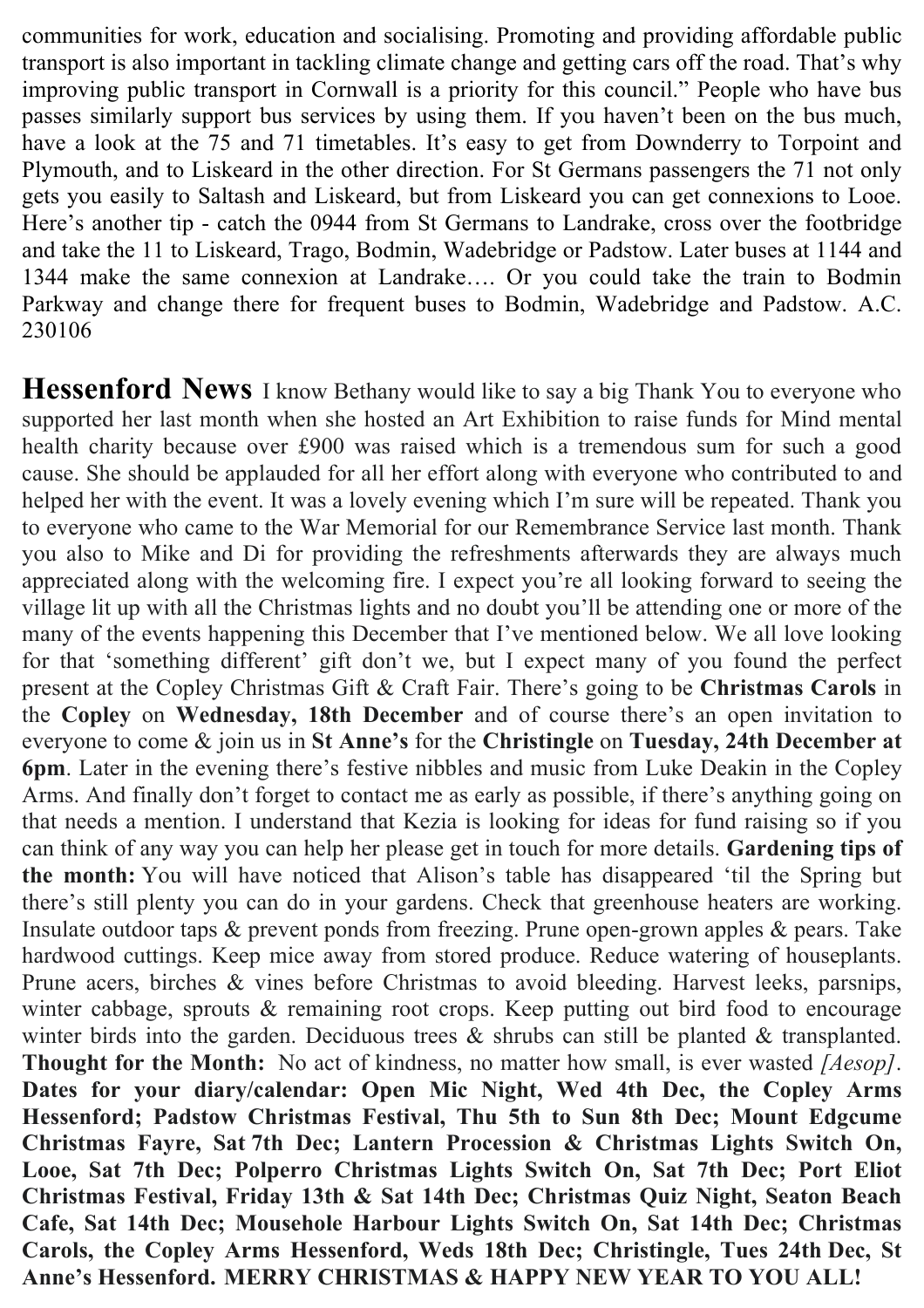communities for work, education and socialising. Promoting and providing affordable public transport is also important in tackling climate change and getting cars off the road. That's why improving public transport in Cornwall is a priority for this council." People who have bus passes similarly support bus services by using them. If you haven't been on the bus much, have a look at the 75 and 71 timetables. It's easy to get from Downderry to Torpoint and Plymouth, and to Liskeard in the other direction. For St Germans passengers the 71 not only gets you easily to Saltash and Liskeard, but from Liskeard you can get connexions to Looe. Here's another tip - catch the 0944 from St Germans to Landrake, cross over the footbridge and take the 11 to Liskeard, Trago, Bodmin, Wadebridge or Padstow. Later buses at 1144 and 1344 make the same connexion at Landrake…. Or you could take the train to Bodmin Parkway and change there for frequent buses to Bodmin, Wadebridge and Padstow. A.C. 230106

## Hessenford News

I know Bethany would like to say a big Thank You to everyone who supported her last month when she hosted an Art Exhibition to raise funds for Mind mental health charity because over £900 was raised which is a tremendous sum for such a good cause. She should be applauded for all her effort along with everyone who contributed to and helped her with the event. It was a lovely evening which I'm sure will be repeated. Thank you to everyone who came to the War Memorial for our Remembrance Service last month. Thank you also to Mike and Di for providing the refreshments afterwards they are always much appreciated along with the welcoming fire. I expect you're all looking forward to seeing the village lit up with all the Christmas lights and no doubt you'll be attending one or more of the many of the events happening this December that I've mentioned below. We all love looking for that 'something different' gift don't we, but I expect many of you found the perfect present at the Copley Christmas Gift & Craft Fair. There's going to be **Christmas Carols** in the **Copley** on **Wednesday, 18th December** and of course there's an open invitation to everyone to come & join us in **St Anne's** for the **Christingle** on **Tuesday, 24th December at 6pm**. Later in the evening there's festive nibbles and music from Luke Deakin in the Copley Arms. And finally don't forget to contact me as early as possible, if there's anything going on that needs a mention. I understand that Kezia is looking for ideas for fund raising so if you can think of any way you can help her please get in touch for more details. **Gardening tips of the month:** You will have noticed that Alison's table has disappeared 'til the Spring but there's still plenty you can do in your gardens. Check that greenhouse heaters are working. Insulate outdoor taps & prevent ponds from freezing. Prune open-grown apples & pears. Take hardwood cuttings. Keep mice away from stored produce. Reduce watering of houseplants. Prune acers, birches & vines before Christmas to avoid bleeding. Harvest leeks, parsnips, winter cabbage, sprouts & remaining root crops. Keep putting out bird food to encourage winter birds into the garden. Deciduous trees & shrubs can still be planted & transplanted. **Thought for the Month:** No act of kindness, no matter how small, is ever wasted *[Aesop]*. **Dates for your diary/calendar: Open Mic Night, Wed 4th Dec, the Copley Arms Hessenford; Padstow Christmas Festival, Thu 5th to Sun 8th Dec; Mount Edgcume Christmas Fayre, Sat 7th Dec; Lantern Procession & Christmas Lights Switch On, Looe, Sat 7th Dec; Polperro Christmas Lights Switch On, Sat 7th Dec; Port Eliot Christmas Festival, Friday 13th & Sat 14th Dec; Christmas Quiz Night, Seaton Beach Cafe, Sat 14th Dec; Mousehole Harbour Lights Switch On, Sat 14th Dec; Christmas Carols, the Copley Arms Hessenford, Weds 18th Dec; Christingle, Tues 24th Dec, St Anne's Hessenford. MERRY CHRISTMAS & HAPPY NEW YEAR TO YOU ALL!**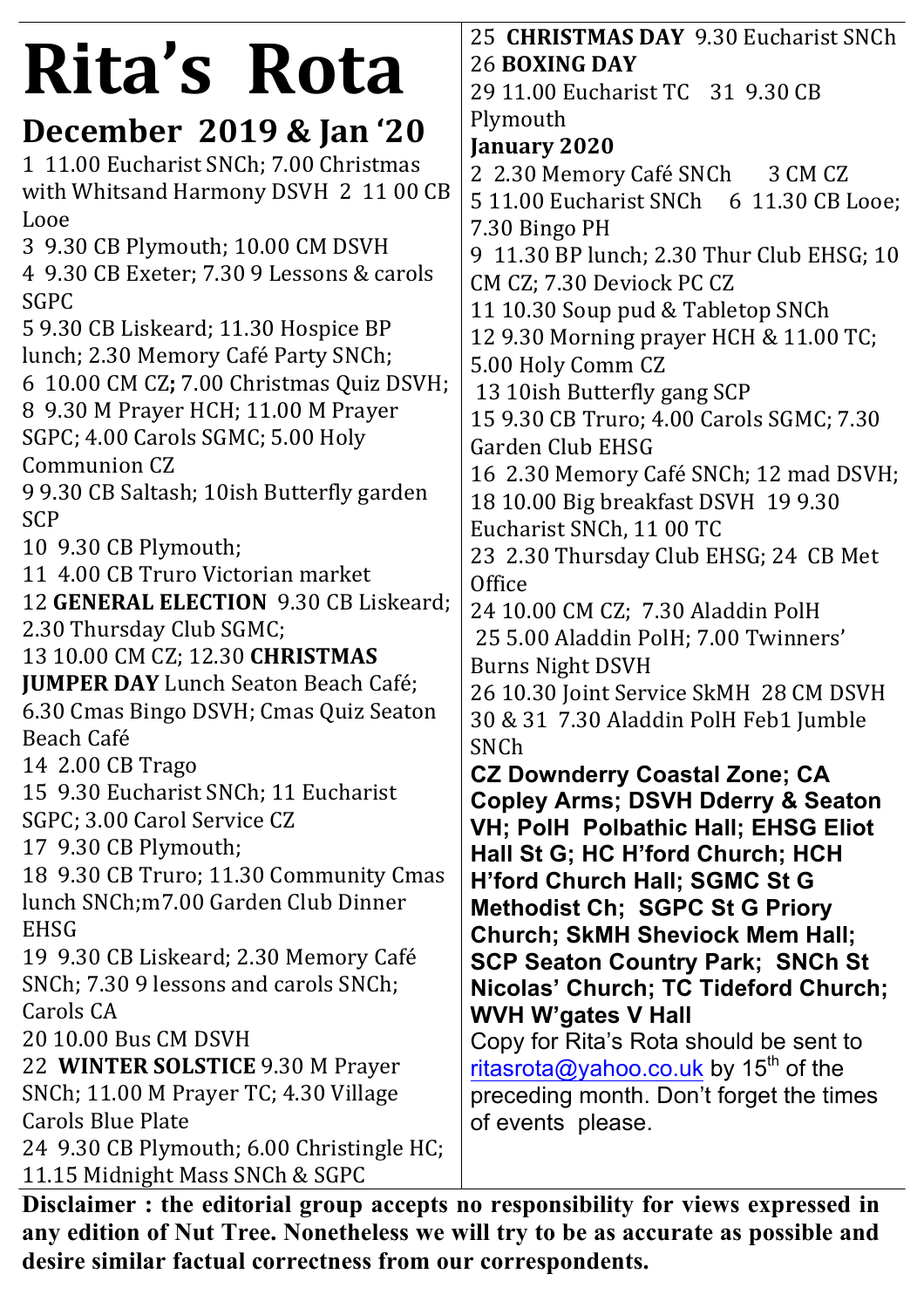# Rita's Rota

## December 2019 & Jan '20

1 11.00 Eucharist SNCh; 7.00 Christmas with Whitsand Harmony DSVH 2 11 00 CB Looe
3 9.30 CB Plymouth; 10.00 CM DSVH
4 9.30 CB Exeter; 7.30 9 Lessons & carols SGPC
5 9.30 CB Liskeard; 11.30 Hospice BP lunch; 2.30 Memory Café Party SNCh;
6 10.00 CM CZ**;** 7.00 Christmas Quiz DSVH;
8 9.30 M Prayer HCH; 11.00 M Prayer SGPC; 4.00 Carols SGMC; 5.00 Holy Communion CZ
9 9.30 CB Saltash; 10ish Butterfly garden SCP
10 9.30 CB Plymouth;
11 4.00 CB Truro Victorian market
12 **GENERAL ELECTION** 9.30 CB Liskeard; 2.30 Thursday Club SGMC;
13 10.00 CM CZ; 12.30 **CHRISTMAS JUMPER DAY** Lunch Seaton Beach Café; 6.30 Cmas Bingo DSVH; Cmas Quiz Seaton Beach Café
14 2.00 CB Trago
15 9.30 Eucharist SNCh; 11 Eucharist SGPC; 3.00 Carol Service CZ
17 9.30 CB Plymouth;
18 9.30 CB Truro; 11.30 Community Cmas lunch SNCh;m7.00 Garden Club Dinner EHSG
19 9.30 CB Liskeard; 2.30 Memory Café SNCh; 7.30 9 lessons and carols SNCh; Carols CA
20 10.00 Bus CM DSVH
22 **WINTER SOLSTICE** 9.30 M Prayer SNCh; 11.00 M Prayer TC; 4.30 Village Carols Blue Plate
24 9.30 CB Plymouth; 6.00 Christingle HC; 11.15 Midnight Mass SNCh & SGPC
25 **CHRISTMAS DAY** 9.30 Eucharist SNCh
26 **BOXING DAY**
29 11.00 Eucharist TC 31 9.30 CB Plymouth

**January 2020**

2 2.30 Memory Café SNCh 3 CM CZ
5 11.00 Eucharist SNCh 6 11.30 CB Looe; 7.30 Bingo PH
9 11.30 BP lunch; 2.30 Thur Club EHSG; 10 CM CZ; 7.30 Deviock PC CZ
11 10.30 Soup pud & Tabletop SNCh
12 9.30 Morning prayer HCH & 11.00 TC; 5.00 Holy Comm CZ
13 10ish Butterfly gang SCP
15 9.30 CB Truro; 4.00 Carols SGMC; 7.30 Garden Club EHSG
16 2.30 Memory Café SNCh; 12 mad DSVH;
18 10.00 Big breakfast DSVH 19 9.30 Eucharist SNCh, 11 00 TC
23 2.30 Thursday Club EHSG; 24 CB Met Office
24 10.00 CM CZ; 7.30 Aladdin PolH
25 5.00 Aladdin PolH; 7.00 Twinners' Burns Night DSVH
26 10.30 Joint Service SkMH 28 CM DSVH
30 & 31 7.30 Aladdin PolH Feb1 Jumble SNCh

**CZ Downderry Coastal Zone; CA Copley Arms; DSVH Dderry & Seaton VH; PolH Polbathic Hall; EHSG Eliot Hall St G; HC H'ford Church; HCH H'ford Church Hall; SGMC St G Methodist Ch; SGPC St G Priory Church; SkMH Sheviock Mem Hall; SCP Seaton Country Park; SNCh St Nicolas' Church; TC Tideford Church; WVH W'gates V Hall**

Copy for Rita's Rota should be sent to ritasrota@yahoo.co.uk by 15th of the preceding month. Don't forget the times of events please.

**Disclaimer : the editorial group accepts no responsibility for views expressed in any edition of Nut Tree. Nonetheless we will try to be as accurate as possible and desire similar factual correctness from our correspondents.**